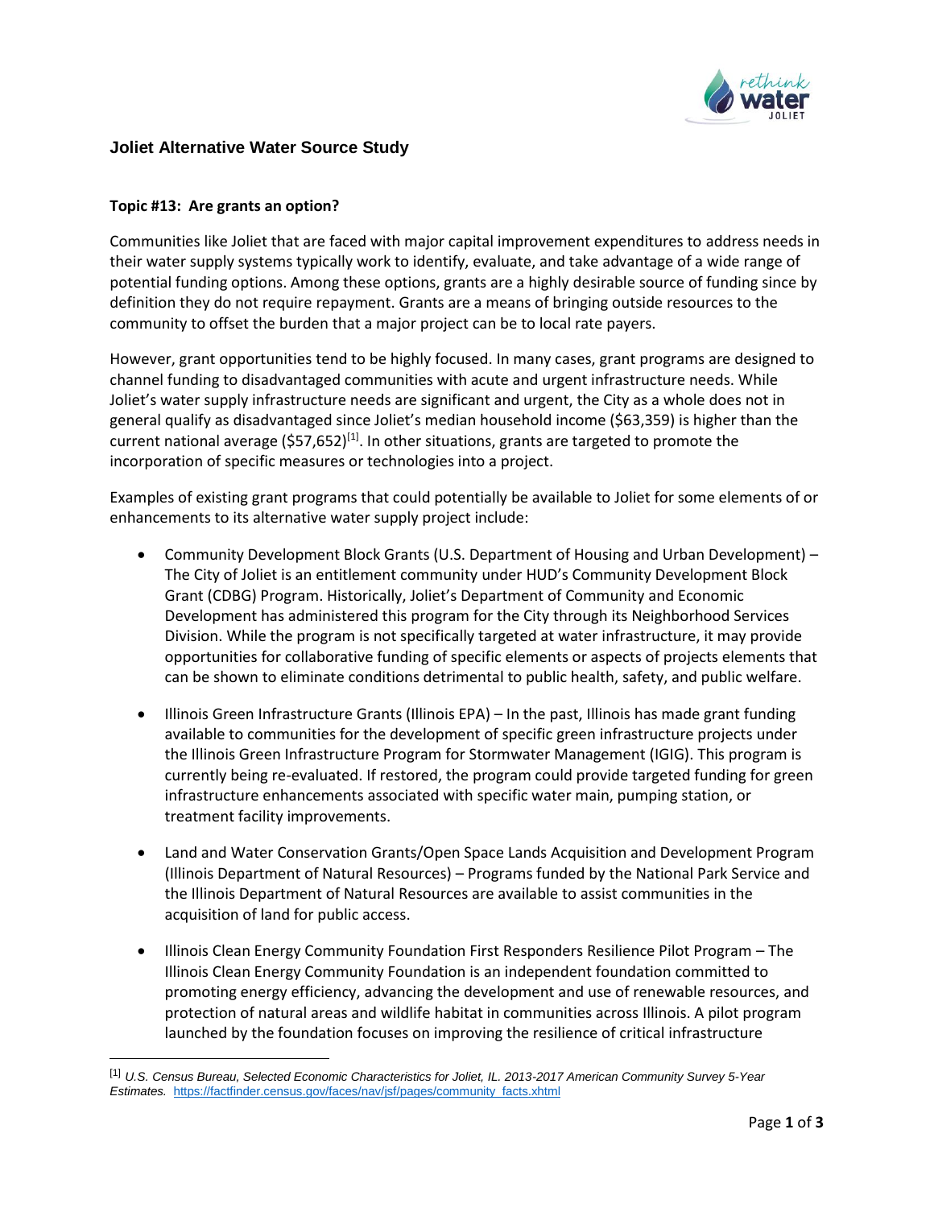## Joliet Alternative Water Source Study

**Topic #13: Are grants an option?**

Communities like Joliet that are faced with major capital improvement expenditures to address needs in their water supply systems typically work to identify, evaluate, and take advantage of a wide range of potential funding options. Among these options, grants are a highly desirable source of funding since by definition they do not require repayment. Grants are a means of bringing outside resources to the community to offset the burden that a major project can be to local rate payers.

However, grant opportunities tend to be highly focused. In many cases, grant programs are designed to channel funding to disadvantaged communities with acute and urgent infrastructure needs. While Joliet's water supply infrastructure needs are significant and urgent, the City as a whole does not in general qualify as disadvantaged since Joliet's median household income ($63,359) is higher than the current national average ($57,652)[1]. In other situations, grants are targeted to promote the incorporation of specific measures or technologies into a project.

Examples of existing grant programs that could potentially be available to Joliet for some elements of or enhancements to its alternative water supply project include:

- Community Development Block Grants (U.S. Department of Housing and Urban Development) – The City of Joliet is an entitlement community under HUD's Community Development Block Grant (CDBG) Program. Historically, Joliet's Department of Community and Economic Development has administered this program for the City through its Neighborhood Services Division. While the program is not specifically targeted at water infrastructure, it may provide opportunities for collaborative funding of specific elements or aspects of projects elements that can be shown to eliminate conditions detrimental to public health, safety, and public welfare.

- Illinois Green Infrastructure Grants (Illinois EPA) – In the past, Illinois has made grant funding available to communities for the development of specific green infrastructure projects under the Illinois Green Infrastructure Program for Stormwater Management (IGIG). This program is currently being re-evaluated. If restored, the program could provide targeted funding for green infrastructure enhancements associated with specific water main, pumping station, or treatment facility improvements.

- Land and Water Conservation Grants/Open Space Lands Acquisition and Development Program (Illinois Department of Natural Resources) – Programs funded by the National Park Service and the Illinois Department of Natural Resources are available to assist communities in the acquisition of land for public access.

- Illinois Clean Energy Community Foundation First Responders Resilience Pilot Program – The Illinois Clean Energy Community Foundation is an independent foundation committed to promoting energy efficiency, advancing the development and use of renewable resources, and protection of natural areas and wildlife habitat in communities across Illinois. A pilot program launched by the foundation focuses on improving the resilience of critical infrastructure

---

[1] *U.S. Census Bureau, Selected Economic Characteristics for Joliet, IL. 2013-2017 American Community Survey 5-Year Estimates.* https://factfinder.census.gov/faces/nav/jsf/pages/community_facts.xhtml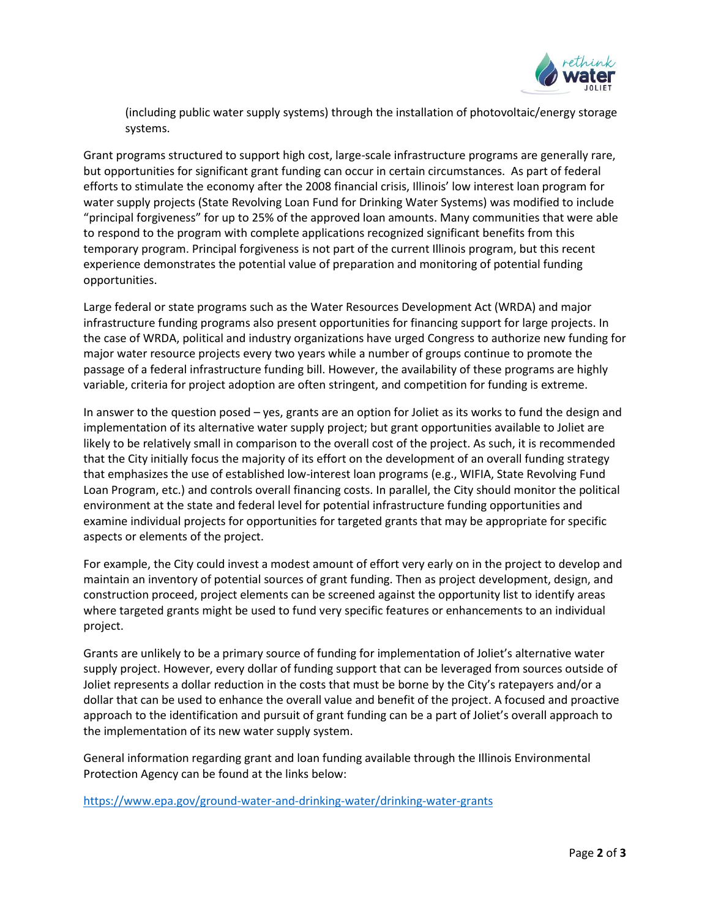(including public water supply systems) through the installation of photovoltaic/energy storage systems.

Grant programs structured to support high cost, large-scale infrastructure programs are generally rare, but opportunities for significant grant funding can occur in certain circumstances. As part of federal efforts to stimulate the economy after the 2008 financial crisis, Illinois' low interest loan program for water supply projects (State Revolving Loan Fund for Drinking Water Systems) was modified to include "principal forgiveness" for up to 25% of the approved loan amounts. Many communities that were able to respond to the program with complete applications recognized significant benefits from this temporary program. Principal forgiveness is not part of the current Illinois program, but this recent experience demonstrates the potential value of preparation and monitoring of potential funding opportunities.

Large federal or state programs such as the Water Resources Development Act (WRDA) and major infrastructure funding programs also present opportunities for financing support for large projects. In the case of WRDA, political and industry organizations have urged Congress to authorize new funding for major water resource projects every two years while a number of groups continue to promote the passage of a federal infrastructure funding bill. However, the availability of these programs are highly variable, criteria for project adoption are often stringent, and competition for funding is extreme.

In answer to the question posed – yes, grants are an option for Joliet as its works to fund the design and implementation of its alternative water supply project; but grant opportunities available to Joliet are likely to be relatively small in comparison to the overall cost of the project. As such, it is recommended that the City initially focus the majority of its effort on the development of an overall funding strategy that emphasizes the use of established low-interest loan programs (e.g., WIFIA, State Revolving Fund Loan Program, etc.) and controls overall financing costs. In parallel, the City should monitor the political environment at the state and federal level for potential infrastructure funding opportunities and examine individual projects for opportunities for targeted grants that may be appropriate for specific aspects or elements of the project.

For example, the City could invest a modest amount of effort very early on in the project to develop and maintain an inventory of potential sources of grant funding. Then as project development, design, and construction proceed, project elements can be screened against the opportunity list to identify areas where targeted grants might be used to fund very specific features or enhancements to an individual project.

Grants are unlikely to be a primary source of funding for implementation of Joliet's alternative water supply project. However, every dollar of funding support that can be leveraged from sources outside of Joliet represents a dollar reduction in the costs that must be borne by the City's ratepayers and/or a dollar that can be used to enhance the overall value and benefit of the project. A focused and proactive approach to the identification and pursuit of grant funding can be a part of Joliet's overall approach to the implementation of its new water supply system.

General information regarding grant and loan funding available through the Illinois Environmental Protection Agency can be found at the links below:

https://www.epa.gov/ground-water-and-drinking-water/drinking-water-grants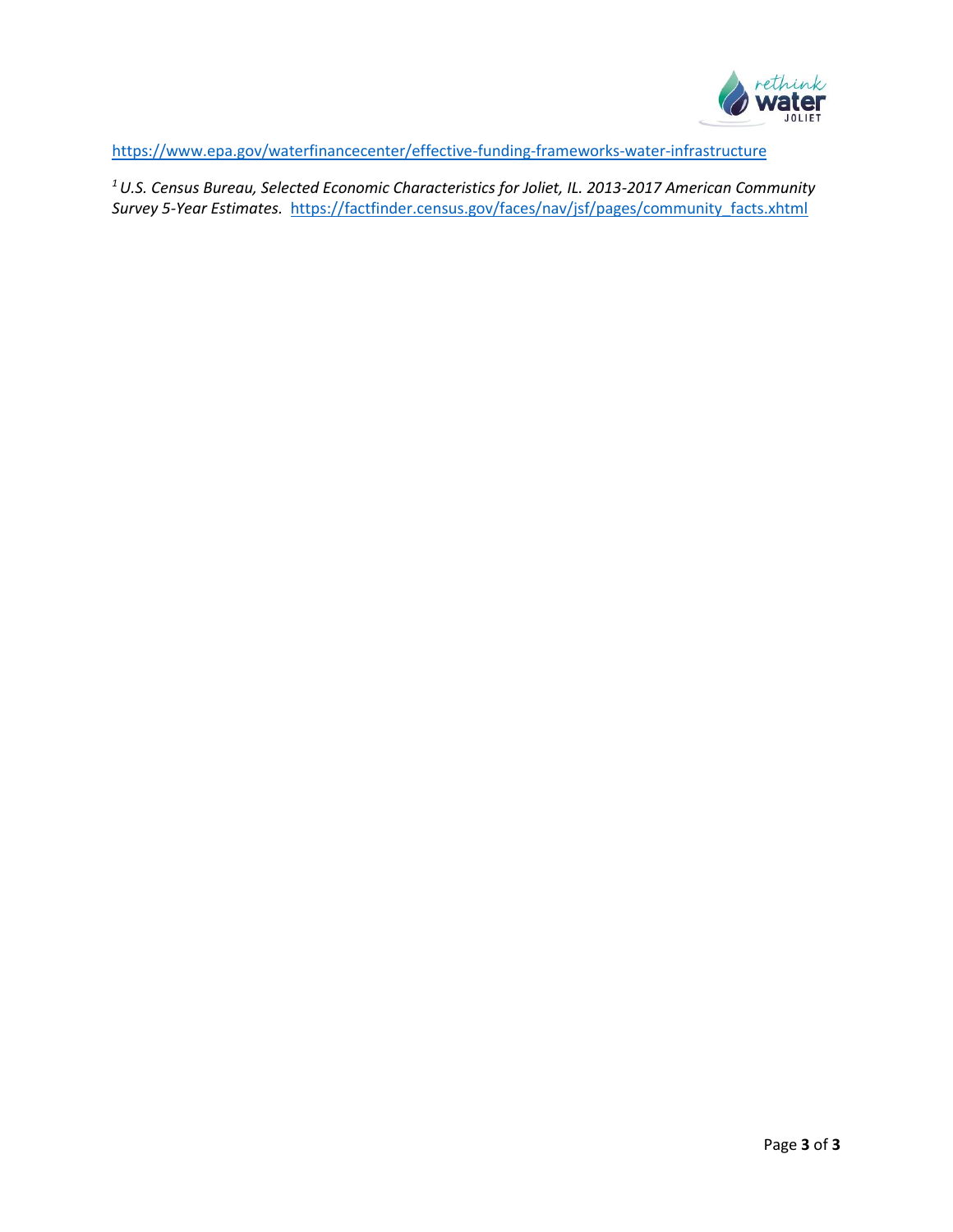https://www.epa.gov/waterfinancecenter/effective-funding-frameworks-water-infrastructure

[1] *U.S. Census Bureau, Selected Economic Characteristics for Joliet, IL. 2013-2017 American Community Survey 5-Year Estimates.* https://factfinder.census.gov/faces/nav/jsf/pages/community_facts.xhtml